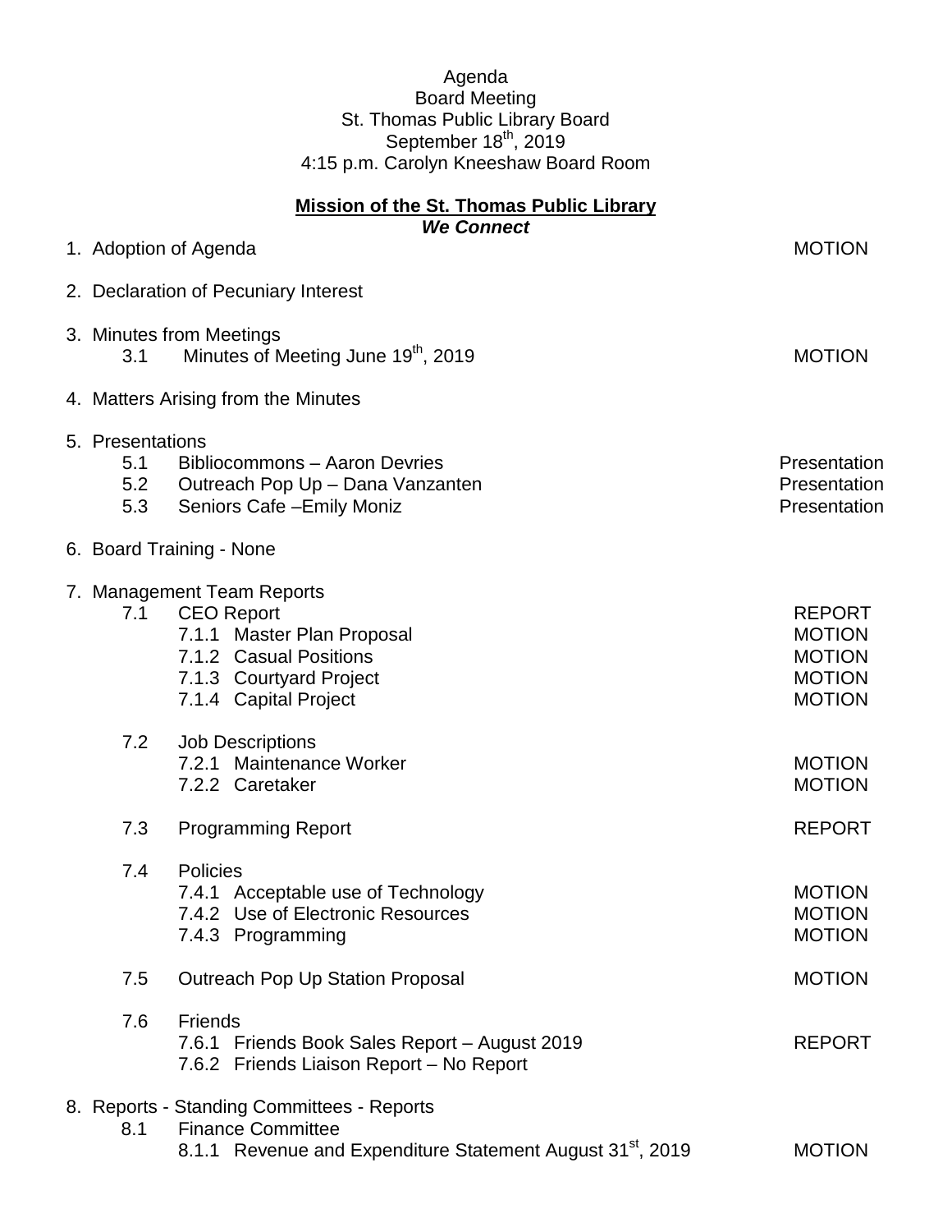Agenda
Board Meeting
St. Thomas Public Library Board
September 18th, 2019
4:15 p.m. Carolyn Kneeshaw Board Room

**Mission of the St. Thomas Public Library**

***We Connect***

1. Adoption of Agenda — MOTION

2. Declaration of Pecuniary Interest

3. Minutes from Meetings
   - 3.1 Minutes of Meeting June 19th, 2019 — MOTION

4. Matters Arising from the Minutes

5. Presentations
   - 5.1 Bibliocommons – Aaron Devries — Presentation
   - 5.2 Outreach Pop Up – Dana Vanzanten — Presentation
   - 5.3 Seniors Cafe –Emily Moniz — Presentation

6. Board Training - None

7. Management Team Reports
   - 7.1 CEO Report — REPORT
     - 7.1.1 Master Plan Proposal — MOTION
     - 7.1.2 Casual Positions — MOTION
     - 7.1.3 Courtyard Project — MOTION
     - 7.1.4 Capital Project — MOTION
   - 7.2 Job Descriptions
     - 7.2.1 Maintenance Worker — MOTION
     - 7.2.2 Caretaker — MOTION
   - 7.3 Programming Report — REPORT
   - 7.4 Policies
     - 7.4.1 Acceptable use of Technology — MOTION
     - 7.4.2 Use of Electronic Resources — MOTION
     - 7.4.3 Programming — MOTION
   - 7.5 Outreach Pop Up Station Proposal — MOTION
   - 7.6 Friends
     - 7.6.1 Friends Book Sales Report – August 2019 — REPORT
     - 7.6.2 Friends Liaison Report – No Report

8. Reports - Standing Committees - Reports
   - 8.1 Finance Committee
     - 8.1.1 Revenue and Expenditure Statement August 31st, 2019 — MOTION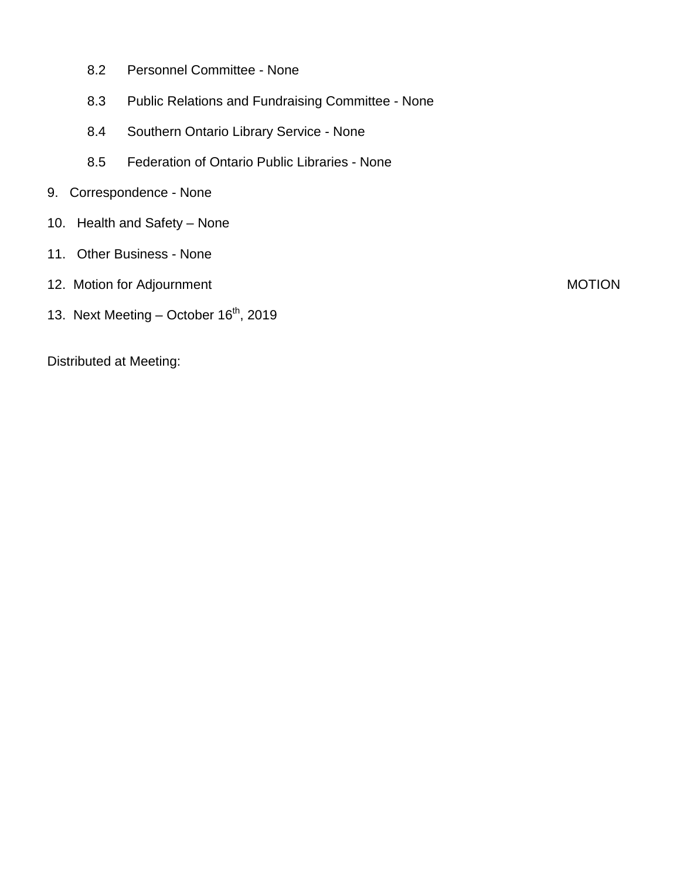8.2 Personnel Committee - None

8.3 Public Relations and Fundraising Committee - None

8.4 Southern Ontario Library Service - None

8.5 Federation of Ontario Public Libraries - None

9. Correspondence - None

10. Health and Safety – None

11. Other Business - None

12. Motion for Adjournment MOTION

13. Next Meeting – October 16th, 2019

Distributed at Meeting: